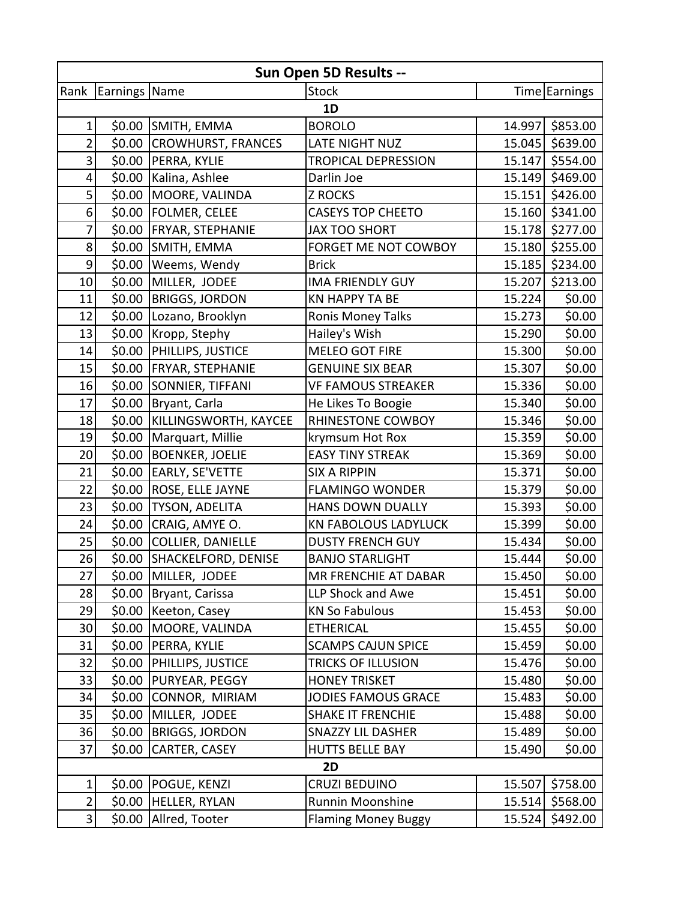| Sun Open 5D Results -- | | | | | |
|---|---|---|---|---|---|
| Rank | Earnings | Name | Stock | Time | Earnings |
| **1D** | | | | | |
| 1 | $0.00 | SMITH, EMMA | BOROLO | 14.997 | $853.00 |
| 2 | $0.00 | CROWHURST, FRANCES | LATE NIGHT NUZ | 15.045 | $639.00 |
| 3 | $0.00 | PERRA, KYLIE | TROPICAL DEPRESSION | 15.147 | $554.00 |
| 4 | $0.00 | Kalina, Ashlee | Darlin Joe | 15.149 | $469.00 |
| 5 | $0.00 | MOORE, VALINDA | Z ROCKS | 15.151 | $426.00 |
| 6 | $0.00 | FOLMER, CELEE | CASEYS TOP CHEETO | 15.160 | $341.00 |
| 7 | $0.00 | FRYAR, STEPHANIE | JAX TOO SHORT | 15.178 | $277.00 |
| 8 | $0.00 | SMITH, EMMA | FORGET ME NOT COWBOY | 15.180 | $255.00 |
| 9 | $0.00 | Weems, Wendy | Brick | 15.185 | $234.00 |
| 10 | $0.00 | MILLER, JODEE | IMA FRIENDLY GUY | 15.207 | $213.00 |
| 11 | $0.00 | BRIGGS, JORDON | KN HAPPY TA BE | 15.224 | $0.00 |
| 12 | $0.00 | Lozano, Brooklyn | Ronis Money Talks | 15.273 | $0.00 |
| 13 | $0.00 | Kropp, Stephy | Hailey's Wish | 15.290 | $0.00 |
| 14 | $0.00 | PHILLIPS, JUSTICE | MELEO GOT FIRE | 15.300 | $0.00 |
| 15 | $0.00 | FRYAR, STEPHANIE | GENUINE SIX BEAR | 15.307 | $0.00 |
| 16 | $0.00 | SONNIER, TIFFANI | VF FAMOUS STREAKER | 15.336 | $0.00 |
| 17 | $0.00 | Bryant, Carla | He Likes To Boogie | 15.340 | $0.00 |
| 18 | $0.00 | KILLINGSWORTH, KAYCEE | RHINESTONE COWBOY | 15.346 | $0.00 |
| 19 | $0.00 | Marquart, Millie | krymsum Hot Rox | 15.359 | $0.00 |
| 20 | $0.00 | BOENKER, JOELIE | EASY TINY STREAK | 15.369 | $0.00 |
| 21 | $0.00 | EARLY, SE'VETTE | SIX A RIPPIN | 15.371 | $0.00 |
| 22 | $0.00 | ROSE, ELLE JAYNE | FLAMINGO WONDER | 15.379 | $0.00 |
| 23 | $0.00 | TYSON, ADELITA | HANS DOWN DUALLY | 15.393 | $0.00 |
| 24 | $0.00 | CRAIG, AMYE O. | KN FABOLOUS LADYLUCK | 15.399 | $0.00 |
| 25 | $0.00 | COLLIER, DANIELLE | DUSTY FRENCH GUY | 15.434 | $0.00 |
| 26 | $0.00 | SHACKELFORD, DENISE | BANJO STARLIGHT | 15.444 | $0.00 |
| 27 | $0.00 | MILLER, JODEE | MR FRENCHIE AT DABAR | 15.450 | $0.00 |
| 28 | $0.00 | Bryant, Carissa | LLP Shock and Awe | 15.451 | $0.00 |
| 29 | $0.00 | Keeton, Casey | KN So Fabulous | 15.453 | $0.00 |
| 30 | $0.00 | MOORE, VALINDA | ETHERICAL | 15.455 | $0.00 |
| 31 | $0.00 | PERRA, KYLIE | SCAMPS CAJUN SPICE | 15.459 | $0.00 |
| 32 | $0.00 | PHILLIPS, JUSTICE | TRICKS OF ILLUSION | 15.476 | $0.00 |
| 33 | $0.00 | PURYEAR, PEGGY | HONEY TRISKET | 15.480 | $0.00 |
| 34 | $0.00 | CONNOR, MIRIAM | JODIES FAMOUS GRACE | 15.483 | $0.00 |
| 35 | $0.00 | MILLER, JODEE | SHAKE IT FRENCHIE | 15.488 | $0.00 |
| 36 | $0.00 | BRIGGS, JORDON | SNAZZY LIL DASHER | 15.489 | $0.00 |
| 37 | $0.00 | CARTER, CASEY | HUTTS BELLE BAY | 15.490 | $0.00 |
| **2D** | | | | | |
| 1 | $0.00 | POGUE, KENZI | CRUZI BEDUINO | 15.507 | $758.00 |
| 2 | $0.00 | HELLER, RYLAN | Runnin Moonshine | 15.514 | $568.00 |
| 3 | $0.00 | Allred, Tooter | Flaming Money Buggy | 15.524 | $492.00 |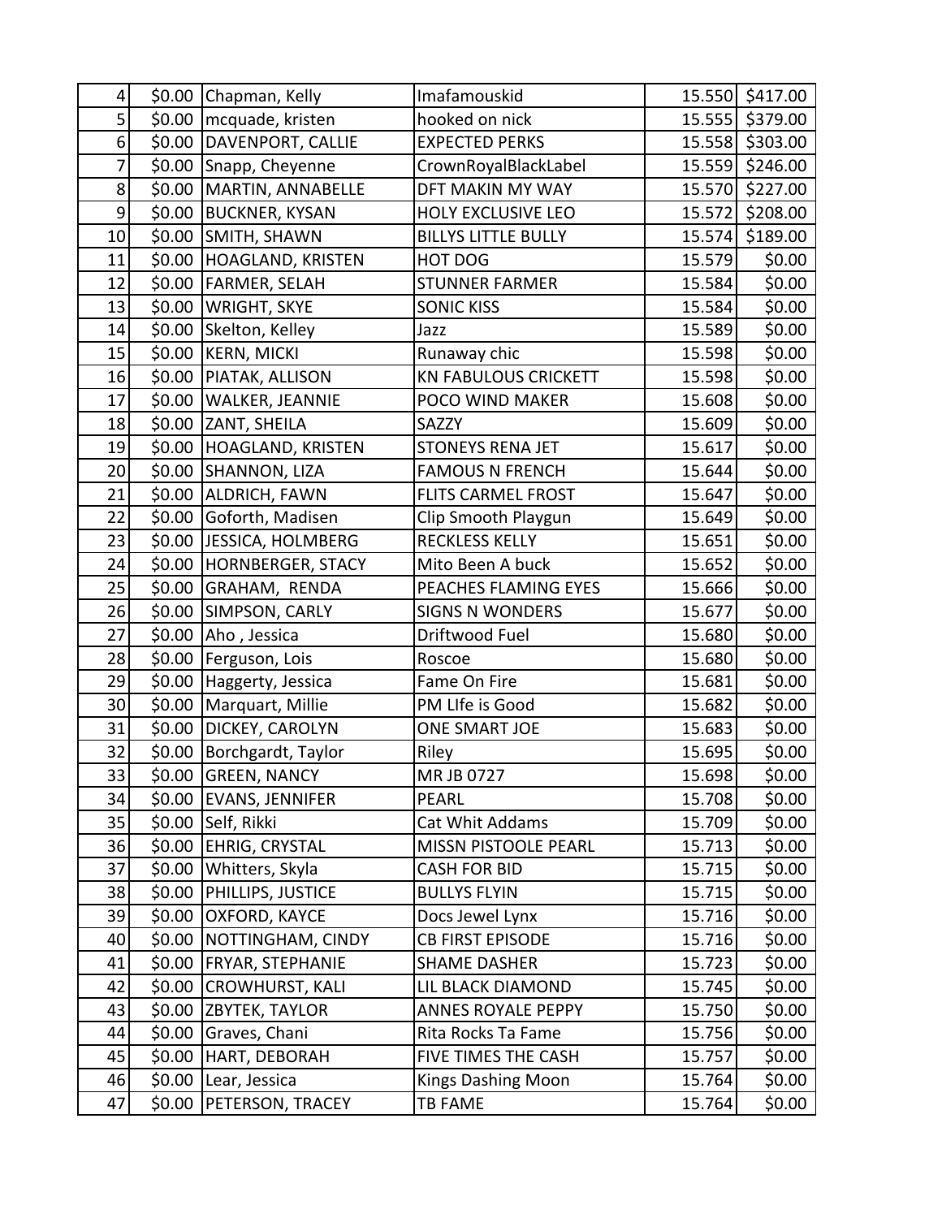| | | | | | |
|---|---|---|---|---|---|
| 4 | $0.00 | Chapman, Kelly | Imafamouskid | 15.550 | $417.00 |
| 5 | $0.00 | mcquade, kristen | hooked on nick | 15.555 | $379.00 |
| 6 | $0.00 | DAVENPORT, CALLIE | EXPECTED PERKS | 15.558 | $303.00 |
| 7 | $0.00 | Snapp, Cheyenne | CrownRoyalBlackLabel | 15.559 | $246.00 |
| 8 | $0.00 | MARTIN, ANNABELLE | DFT MAKIN MY WAY | 15.570 | $227.00 |
| 9 | $0.00 | BUCKNER, KYSAN | HOLY EXCLUSIVE LEO | 15.572 | $208.00 |
| 10 | $0.00 | SMITH, SHAWN | BILLYS LITTLE BULLY | 15.574 | $189.00 |
| 11 | $0.00 | HOAGLAND, KRISTEN | HOT DOG | 15.579 | $0.00 |
| 12 | $0.00 | FARMER, SELAH | STUNNER FARMER | 15.584 | $0.00 |
| 13 | $0.00 | WRIGHT, SKYE | SONIC KISS | 15.584 | $0.00 |
| 14 | $0.00 | Skelton, Kelley | Jazz | 15.589 | $0.00 |
| 15 | $0.00 | KERN, MICKI | Runaway chic | 15.598 | $0.00 |
| 16 | $0.00 | PIATAK, ALLISON | KN FABULOUS CRICKETT | 15.598 | $0.00 |
| 17 | $0.00 | WALKER, JEANNIE | POCO WIND MAKER | 15.608 | $0.00 |
| 18 | $0.00 | ZANT, SHEILA | SAZZY | 15.609 | $0.00 |
| 19 | $0.00 | HOAGLAND, KRISTEN | STONEYS RENA JET | 15.617 | $0.00 |
| 20 | $0.00 | SHANNON, LIZA | FAMOUS N FRENCH | 15.644 | $0.00 |
| 21 | $0.00 | ALDRICH, FAWN | FLITS CARMEL FROST | 15.647 | $0.00 |
| 22 | $0.00 | Goforth, Madisen | Clip Smooth Playgun | 15.649 | $0.00 |
| 23 | $0.00 | JESSICA, HOLMBERG | RECKLESS KELLY | 15.651 | $0.00 |
| 24 | $0.00 | HORNBERGER, STACY | Mito Been A buck | 15.652 | $0.00 |
| 25 | $0.00 | GRAHAM, RENDA | PEACHES FLAMING EYES | 15.666 | $0.00 |
| 26 | $0.00 | SIMPSON, CARLY | SIGNS N WONDERS | 15.677 | $0.00 |
| 27 | $0.00 | Aho , Jessica | Driftwood Fuel | 15.680 | $0.00 |
| 28 | $0.00 | Ferguson, Lois | Roscoe | 15.680 | $0.00 |
| 29 | $0.00 | Haggerty, Jessica | Fame On Fire | 15.681 | $0.00 |
| 30 | $0.00 | Marquart, Millie | PM LIfe is Good | 15.682 | $0.00 |
| 31 | $0.00 | DICKEY, CAROLYN | ONE SMART JOE | 15.683 | $0.00 |
| 32 | $0.00 | Borchgardt, Taylor | Riley | 15.695 | $0.00 |
| 33 | $0.00 | GREEN, NANCY | MR JB 0727 | 15.698 | $0.00 |
| 34 | $0.00 | EVANS, JENNIFER | PEARL | 15.708 | $0.00 |
| 35 | $0.00 | Self, Rikki | Cat Whit Addams | 15.709 | $0.00 |
| 36 | $0.00 | EHRIG, CRYSTAL | MISSN PISTOOLE PEARL | 15.713 | $0.00 |
| 37 | $0.00 | Whitters, Skyla | CASH FOR BID | 15.715 | $0.00 |
| 38 | $0.00 | PHILLIPS, JUSTICE | BULLYS FLYIN | 15.715 | $0.00 |
| 39 | $0.00 | OXFORD, KAYCE | Docs Jewel Lynx | 15.716 | $0.00 |
| 40 | $0.00 | NOTTINGHAM, CINDY | CB FIRST EPISODE | 15.716 | $0.00 |
| 41 | $0.00 | FRYAR, STEPHANIE | SHAME DASHER | 15.723 | $0.00 |
| 42 | $0.00 | CROWHURST, KALI | LIL BLACK DIAMOND | 15.745 | $0.00 |
| 43 | $0.00 | ZBYTEK, TAYLOR | ANNES ROYALE PEPPY | 15.750 | $0.00 |
| 44 | $0.00 | Graves, Chani | Rita Rocks Ta Fame | 15.756 | $0.00 |
| 45 | $0.00 | HART, DEBORAH | FIVE TIMES THE CASH | 15.757 | $0.00 |
| 46 | $0.00 | Lear, Jessica | Kings Dashing Moon | 15.764 | $0.00 |
| 47 | $0.00 | PETERSON, TRACEY | TB FAME | 15.764 | $0.00 |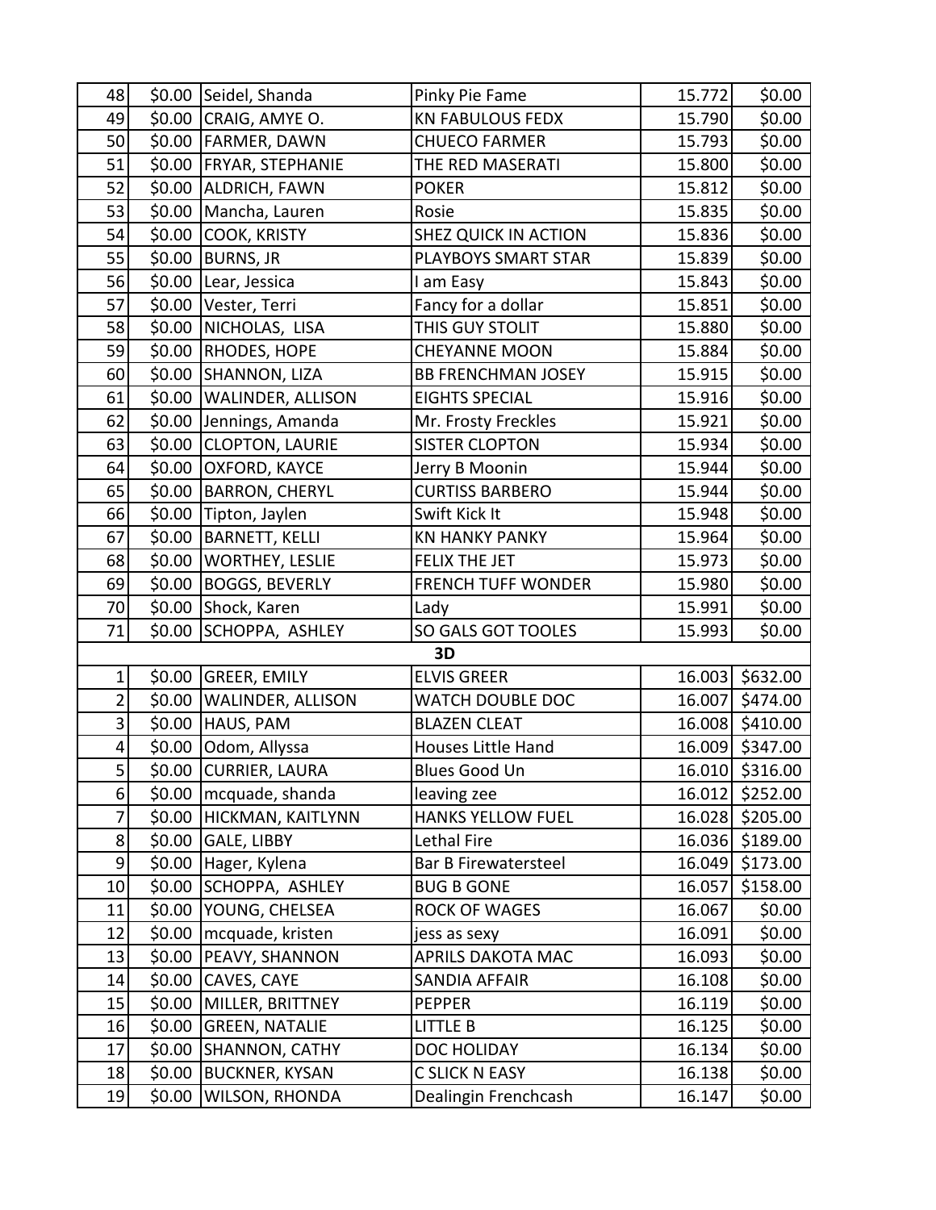| | | | | | |
|---|---|---|---|---|---|
| 48 | $0.00 | Seidel, Shanda | Pinky Pie Fame | 15.772 | $0.00 |
| 49 | $0.00 | CRAIG, AMYE O. | KN FABULOUS FEDX | 15.790 | $0.00 |
| 50 | $0.00 | FARMER, DAWN | CHUECO FARMER | 15.793 | $0.00 |
| 51 | $0.00 | FRYAR, STEPHANIE | THE RED MASERATI | 15.800 | $0.00 |
| 52 | $0.00 | ALDRICH, FAWN | POKER | 15.812 | $0.00 |
| 53 | $0.00 | Mancha, Lauren | Rosie | 15.835 | $0.00 |
| 54 | $0.00 | COOK, KRISTY | SHEZ QUICK IN ACTION | 15.836 | $0.00 |
| 55 | $0.00 | BURNS, JR | PLAYBOYS SMART STAR | 15.839 | $0.00 |
| 56 | $0.00 | Lear, Jessica | I am Easy | 15.843 | $0.00 |
| 57 | $0.00 | Vester, Terri | Fancy for a dollar | 15.851 | $0.00 |
| 58 | $0.00 | NICHOLAS, LISA | THIS GUY STOLIT | 15.880 | $0.00 |
| 59 | $0.00 | RHODES, HOPE | CHEYANNE MOON | 15.884 | $0.00 |
| 60 | $0.00 | SHANNON, LIZA | BB FRENCHMAN JOSEY | 15.915 | $0.00 |
| 61 | $0.00 | WALINDER, ALLISON | EIGHTS SPECIAL | 15.916 | $0.00 |
| 62 | $0.00 | Jennings, Amanda | Mr. Frosty Freckles | 15.921 | $0.00 |
| 63 | $0.00 | CLOPTON, LAURIE | SISTER CLOPTON | 15.934 | $0.00 |
| 64 | $0.00 | OXFORD, KAYCE | Jerry B Moonin | 15.944 | $0.00 |
| 65 | $0.00 | BARRON, CHERYL | CURTISS BARBERO | 15.944 | $0.00 |
| 66 | $0.00 | Tipton, Jaylen | Swift Kick It | 15.948 | $0.00 |
| 67 | $0.00 | BARNETT, KELLI | KN HANKY PANKY | 15.964 | $0.00 |
| 68 | $0.00 | WORTHEY, LESLIE | FELIX THE JET | 15.973 | $0.00 |
| 69 | $0.00 | BOGGS, BEVERLY | FRENCH TUFF WONDER | 15.980 | $0.00 |
| 70 | $0.00 | Shock, Karen | Lady | 15.991 | $0.00 |
| 71 | $0.00 | SCHOPPA, ASHLEY | SO GALS GOT TOOLES | 15.993 | $0.00 |
| | | | **3D** | | |
| 1 | $0.00 | GREER, EMILY | ELVIS GREER | 16.003 | $632.00 |
| 2 | $0.00 | WALINDER, ALLISON | WATCH DOUBLE DOC | 16.007 | $474.00 |
| 3 | $0.00 | HAUS, PAM | BLAZEN CLEAT | 16.008 | $410.00 |
| 4 | $0.00 | Odom, Allyssa | Houses Little Hand | 16.009 | $347.00 |
| 5 | $0.00 | CURRIER, LAURA | Blues Good Un | 16.010 | $316.00 |
| 6 | $0.00 | mcquade, shanda | leaving zee | 16.012 | $252.00 |
| 7 | $0.00 | HICKMAN, KAITLYNN | HANKS YELLOW FUEL | 16.028 | $205.00 |
| 8 | $0.00 | GALE, LIBBY | Lethal Fire | 16.036 | $189.00 |
| 9 | $0.00 | Hager, Kylena | Bar B Firewatersteel | 16.049 | $173.00 |
| 10 | $0.00 | SCHOPPA, ASHLEY | BUG B GONE | 16.057 | $158.00 |
| 11 | $0.00 | YOUNG, CHELSEA | ROCK OF WAGES | 16.067 | $0.00 |
| 12 | $0.00 | mcquade, kristen | jess as sexy | 16.091 | $0.00 |
| 13 | $0.00 | PEAVY, SHANNON | APRILS DAKOTA MAC | 16.093 | $0.00 |
| 14 | $0.00 | CAVES, CAYE | SANDIA AFFAIR | 16.108 | $0.00 |
| 15 | $0.00 | MILLER, BRITTNEY | PEPPER | 16.119 | $0.00 |
| 16 | $0.00 | GREEN, NATALIE | LITTLE B | 16.125 | $0.00 |
| 17 | $0.00 | SHANNON, CATHY | DOC HOLIDAY | 16.134 | $0.00 |
| 18 | $0.00 | BUCKNER, KYSAN | C SLICK N EASY | 16.138 | $0.00 |
| 19 | $0.00 | WILSON, RHONDA | Dealingin Frenchcash | 16.147 | $0.00 |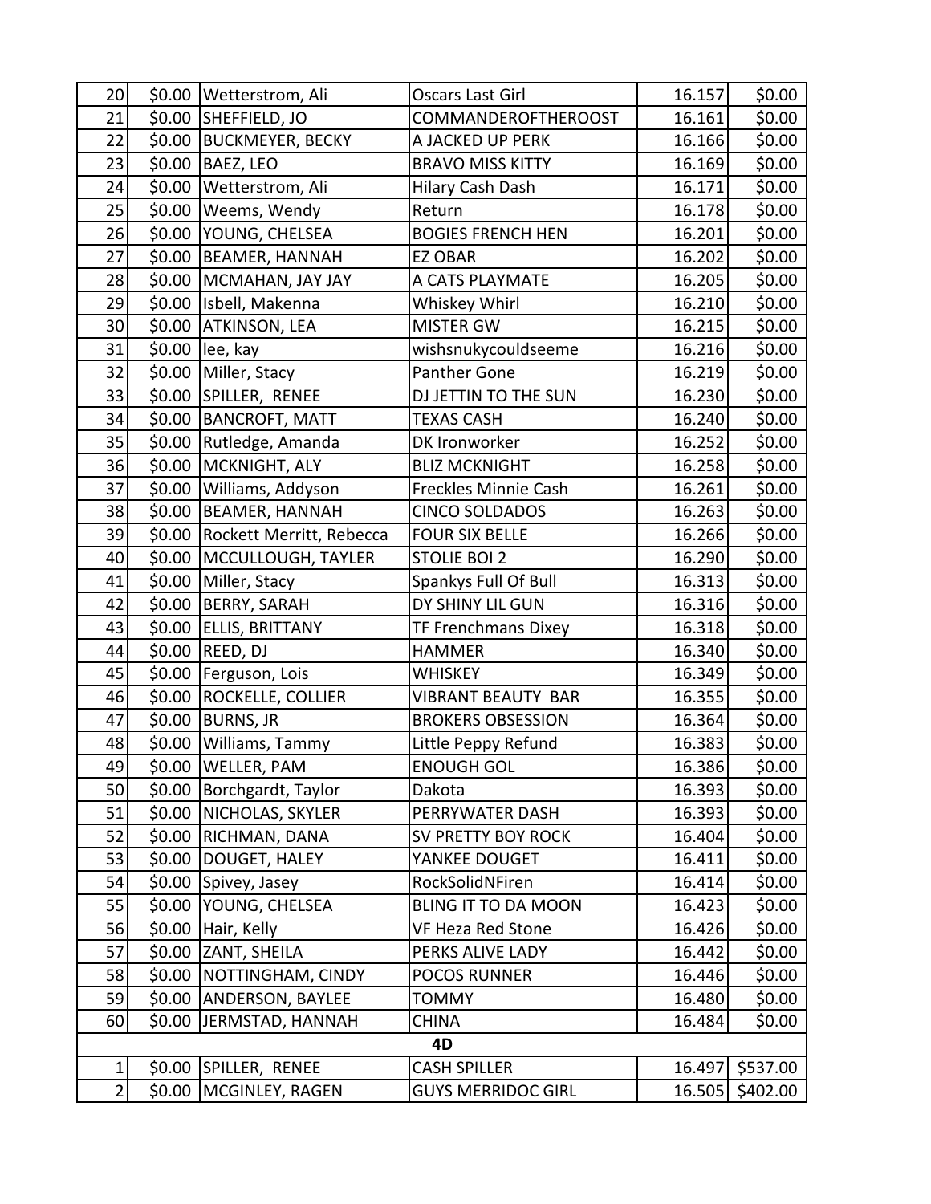| | | | | | |
|---|---|---|---|---|---|
| 20 | $0.00 | Wetterstrom, Ali | Oscars Last Girl | 16.157 | $0.00 |
| 21 | $0.00 | SHEFFIELD, JO | COMMANDEROFTHEROOST | 16.161 | $0.00 |
| 22 | $0.00 | BUCKMEYER, BECKY | A JACKED UP PERK | 16.166 | $0.00 |
| 23 | $0.00 | BAEZ, LEO | BRAVO MISS KITTY | 16.169 | $0.00 |
| 24 | $0.00 | Wetterstrom, Ali | Hilary Cash Dash | 16.171 | $0.00 |
| 25 | $0.00 | Weems, Wendy | Return | 16.178 | $0.00 |
| 26 | $0.00 | YOUNG, CHELSEA | BOGIES FRENCH HEN | 16.201 | $0.00 |
| 27 | $0.00 | BEAMER, HANNAH | EZ OBAR | 16.202 | $0.00 |
| 28 | $0.00 | MCMAHAN, JAY JAY | A CATS PLAYMATE | 16.205 | $0.00 |
| 29 | $0.00 | Isbell, Makenna | Whiskey Whirl | 16.210 | $0.00 |
| 30 | $0.00 | ATKINSON, LEA | MISTER GW | 16.215 | $0.00 |
| 31 | $0.00 | lee, kay | wishsnukycouldseeme | 16.216 | $0.00 |
| 32 | $0.00 | Miller, Stacy | Panther Gone | 16.219 | $0.00 |
| 33 | $0.00 | SPILLER, RENEE | DJ JETTIN TO THE SUN | 16.230 | $0.00 |
| 34 | $0.00 | BANCROFT, MATT | TEXAS CASH | 16.240 | $0.00 |
| 35 | $0.00 | Rutledge, Amanda | DK Ironworker | 16.252 | $0.00 |
| 36 | $0.00 | MCKNIGHT, ALY | BLIZ MCKNIGHT | 16.258 | $0.00 |
| 37 | $0.00 | Williams, Addyson | Freckles Minnie Cash | 16.261 | $0.00 |
| 38 | $0.00 | BEAMER, HANNAH | CINCO SOLDADOS | 16.263 | $0.00 |
| 39 | $0.00 | Rockett Merritt, Rebecca | FOUR SIX BELLE | 16.266 | $0.00 |
| 40 | $0.00 | MCCULLOUGH, TAYLER | STOLIE BOI 2 | 16.290 | $0.00 |
| 41 | $0.00 | Miller, Stacy | Spankys Full Of Bull | 16.313 | $0.00 |
| 42 | $0.00 | BERRY, SARAH | DY SHINY LIL GUN | 16.316 | $0.00 |
| 43 | $0.00 | ELLIS, BRITTANY | TF Frenchmans Dixey | 16.318 | $0.00 |
| 44 | $0.00 | REED, DJ | HAMMER | 16.340 | $0.00 |
| 45 | $0.00 | Ferguson, Lois | WHISKEY | 16.349 | $0.00 |
| 46 | $0.00 | ROCKELLE, COLLIER | VIBRANT BEAUTY BAR | 16.355 | $0.00 |
| 47 | $0.00 | BURNS, JR | BROKERS OBSESSION | 16.364 | $0.00 |
| 48 | $0.00 | Williams, Tammy | Little Peppy Refund | 16.383 | $0.00 |
| 49 | $0.00 | WELLER, PAM | ENOUGH GOL | 16.386 | $0.00 |
| 50 | $0.00 | Borchgardt, Taylor | Dakota | 16.393 | $0.00 |
| 51 | $0.00 | NICHOLAS, SKYLER | PERRYWATER DASH | 16.393 | $0.00 |
| 52 | $0.00 | RICHMAN, DANA | SV PRETTY BOY ROCK | 16.404 | $0.00 |
| 53 | $0.00 | DOUGET, HALEY | YANKEE DOUGET | 16.411 | $0.00 |
| 54 | $0.00 | Spivey, Jasey | RockSolidNFiren | 16.414 | $0.00 |
| 55 | $0.00 | YOUNG, CHELSEA | BLING IT TO DA MOON | 16.423 | $0.00 |
| 56 | $0.00 | Hair, Kelly | VF Heza Red Stone | 16.426 | $0.00 |
| 57 | $0.00 | ZANT, SHEILA | PERKS ALIVE LADY | 16.442 | $0.00 |
| 58 | $0.00 | NOTTINGHAM, CINDY | POCOS RUNNER | 16.446 | $0.00 |
| 59 | $0.00 | ANDERSON, BAYLEE | TOMMY | 16.480 | $0.00 |
| 60 | $0.00 | JERMSTAD, HANNAH | CHINA | 16.484 | $0.00 |
| **4D** | | | | | |
| 1 | $0.00 | SPILLER, RENEE | CASH SPILLER | 16.497 | $537.00 |
| 2 | $0.00 | MCGINLEY, RAGEN | GUYS MERRIDOC GIRL | 16.505 | $402.00 |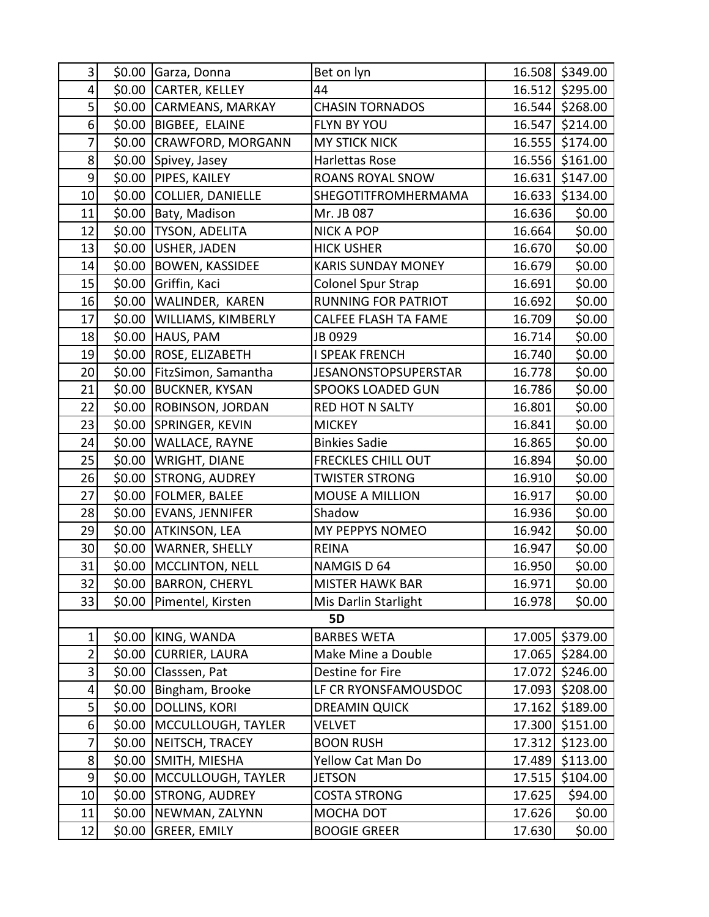| | | | | | |
|---|---|---|---|---|---|
| 3 | $0.00 | Garza, Donna | Bet on lyn | 16.508 | $349.00 |
| 4 | $0.00 | CARTER, KELLEY | 44 | 16.512 | $295.00 |
| 5 | $0.00 | CARMEANS, MARKAY | CHASIN TORNADOS | 16.544 | $268.00 |
| 6 | $0.00 | BIGBEE, ELAINE | FLYN BY YOU | 16.547 | $214.00 |
| 7 | $0.00 | CRAWFORD, MORGANN | MY STICK NICK | 16.555 | $174.00 |
| 8 | $0.00 | Spivey, Jasey | Harlettas Rose | 16.556 | $161.00 |
| 9 | $0.00 | PIPES, KAILEY | ROANS ROYAL SNOW | 16.631 | $147.00 |
| 10 | $0.00 | COLLIER, DANIELLE | SHEGOTITFROMHERMAMA | 16.633 | $134.00 |
| 11 | $0.00 | Baty, Madison | Mr. JB 087 | 16.636 | $0.00 |
| 12 | $0.00 | TYSON, ADELITA | NICK A POP | 16.664 | $0.00 |
| 13 | $0.00 | USHER, JADEN | HICK USHER | 16.670 | $0.00 |
| 14 | $0.00 | BOWEN, KASSIDEE | KARIS SUNDAY MONEY | 16.679 | $0.00 |
| 15 | $0.00 | Griffin, Kaci | Colonel Spur Strap | 16.691 | $0.00 |
| 16 | $0.00 | WALINDER, KAREN | RUNNING FOR PATRIOT | 16.692 | $0.00 |
| 17 | $0.00 | WILLIAMS, KIMBERLY | CALFEE FLASH TA FAME | 16.709 | $0.00 |
| 18 | $0.00 | HAUS, PAM | JB 0929 | 16.714 | $0.00 |
| 19 | $0.00 | ROSE, ELIZABETH | I SPEAK FRENCH | 16.740 | $0.00 |
| 20 | $0.00 | FitzSimon, Samantha | JESANONSTOPSUPERSTAR | 16.778 | $0.00 |
| 21 | $0.00 | BUCKNER, KYSAN | SPOOKS LOADED GUN | 16.786 | $0.00 |
| 22 | $0.00 | ROBINSON, JORDAN | RED HOT N SALTY | 16.801 | $0.00 |
| 23 | $0.00 | SPRINGER, KEVIN | MICKEY | 16.841 | $0.00 |
| 24 | $0.00 | WALLACE, RAYNE | Binkies Sadie | 16.865 | $0.00 |
| 25 | $0.00 | WRIGHT, DIANE | FRECKLES CHILL OUT | 16.894 | $0.00 |
| 26 | $0.00 | STRONG, AUDREY | TWISTER STRONG | 16.910 | $0.00 |
| 27 | $0.00 | FOLMER, BALEE | MOUSE A MILLION | 16.917 | $0.00 |
| 28 | $0.00 | EVANS, JENNIFER | Shadow | 16.936 | $0.00 |
| 29 | $0.00 | ATKINSON, LEA | MY PEPPYS NOMEO | 16.942 | $0.00 |
| 30 | $0.00 | WARNER, SHELLY | REINA | 16.947 | $0.00 |
| 31 | $0.00 | MCCLINTON, NELL | NAMGIS D 64 | 16.950 | $0.00 |
| 32 | $0.00 | BARRON, CHERYL | MISTER HAWK BAR | 16.971 | $0.00 |
| 33 | $0.00 | Pimentel, Kirsten | Mis Darlin Starlight | 16.978 | $0.00 |
| | | | **5D** | | |
| 1 | $0.00 | KING, WANDA | BARBES WETA | 17.005 | $379.00 |
| 2 | $0.00 | CURRIER, LAURA | Make Mine a Double | 17.065 | $284.00 |
| 3 | $0.00 | Classsen, Pat | Destine for Fire | 17.072 | $246.00 |
| 4 | $0.00 | Bingham, Brooke | LF CR RYONSFAMOUSDOC | 17.093 | $208.00 |
| 5 | $0.00 | DOLLINS, KORI | DREAMIN QUICK | 17.162 | $189.00 |
| 6 | $0.00 | MCCULLOUGH, TAYLER | VELVET | 17.300 | $151.00 |
| 7 | $0.00 | NEITSCH, TRACEY | BOON RUSH | 17.312 | $123.00 |
| 8 | $0.00 | SMITH, MIESHA | Yellow Cat Man Do | 17.489 | $113.00 |
| 9 | $0.00 | MCCULLOUGH, TAYLER | JETSON | 17.515 | $104.00 |
| 10 | $0.00 | STRONG, AUDREY | COSTA STRONG | 17.625 | $94.00 |
| 11 | $0.00 | NEWMAN, ZALYNN | MOCHA DOT | 17.626 | $0.00 |
| 12 | $0.00 | GREER, EMILY | BOOGIE GREER | 17.630 | $0.00 |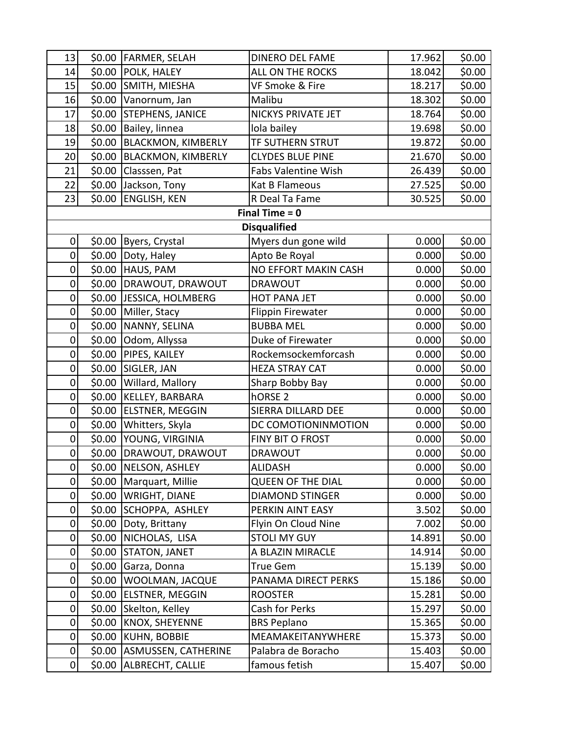| | | | | | |
|---|---|---|---|---|---|
| 13 | $0.00 | FARMER, SELAH | DINERO DEL FAME | 17.962 | $0.00 |
| 14 | $0.00 | POLK, HALEY | ALL ON THE ROCKS | 18.042 | $0.00 |
| 15 | $0.00 | SMITH, MIESHA | VF Smoke & Fire | 18.217 | $0.00 |
| 16 | $0.00 | Vanornum, Jan | Malibu | 18.302 | $0.00 |
| 17 | $0.00 | STEPHENS, JANICE | NICKYS PRIVATE JET | 18.764 | $0.00 |
| 18 | $0.00 | Bailey, linnea | lola bailey | 19.698 | $0.00 |
| 19 | $0.00 | BLACKMON, KIMBERLY | TF SUTHERN STRUT | 19.872 | $0.00 |
| 20 | $0.00 | BLACKMON, KIMBERLY | CLYDES BLUE PINE | 21.670 | $0.00 |
| 21 | $0.00 | Classsen, Pat | Fabs Valentine Wish | 26.439 | $0.00 |
| 22 | $0.00 | Jackson, Tony | Kat B Flameous | 27.525 | $0.00 |
| 23 | $0.00 | ENGLISH, KEN | R Deal Ta Fame | 30.525 | $0.00 |
| **Final Time = 0** | | | | | |
| **Disqualified** | | | | | |
| 0 | $0.00 | Byers, Crystal | Myers dun gone wild | 0.000 | $0.00 |
| 0 | $0.00 | Doty, Haley | Apto Be Royal | 0.000 | $0.00 |
| 0 | $0.00 | HAUS, PAM | NO EFFORT MAKIN CASH | 0.000 | $0.00 |
| 0 | $0.00 | DRAWOUT, DRAWOUT | DRAWOUT | 0.000 | $0.00 |
| 0 | $0.00 | JESSICA, HOLMBERG | HOT PANA JET | 0.000 | $0.00 |
| 0 | $0.00 | Miller, Stacy | Flippin Firewater | 0.000 | $0.00 |
| 0 | $0.00 | NANNY, SELINA | BUBBA MEL | 0.000 | $0.00 |
| 0 | $0.00 | Odom, Allyssa | Duke of Firewater | 0.000 | $0.00 |
| 0 | $0.00 | PIPES, KAILEY | Rockemsockemforcash | 0.000 | $0.00 |
| 0 | $0.00 | SIGLER, JAN | HEZA STRAY CAT | 0.000 | $0.00 |
| 0 | $0.00 | Willard, Mallory | Sharp Bobby Bay | 0.000 | $0.00 |
| 0 | $0.00 | KELLEY, BARBARA | hORSE 2 | 0.000 | $0.00 |
| 0 | $0.00 | ELSTNER, MEGGIN | SIERRA DILLARD DEE | 0.000 | $0.00 |
| 0 | $0.00 | Whitters, Skyla | DC COMOTIONINMOTION | 0.000 | $0.00 |
| 0 | $0.00 | YOUNG, VIRGINIA | FINY BIT O FROST | 0.000 | $0.00 |
| 0 | $0.00 | DRAWOUT, DRAWOUT | DRAWOUT | 0.000 | $0.00 |
| 0 | $0.00 | NELSON, ASHLEY | ALIDASH | 0.000 | $0.00 |
| 0 | $0.00 | Marquart, Millie | QUEEN OF THE DIAL | 0.000 | $0.00 |
| 0 | $0.00 | WRIGHT, DIANE | DIAMOND STINGER | 0.000 | $0.00 |
| 0 | $0.00 | SCHOPPA, ASHLEY | PERKIN AINT EASY | 3.502 | $0.00 |
| 0 | $0.00 | Doty, Brittany | Flyin On Cloud Nine | 7.002 | $0.00 |
| 0 | $0.00 | NICHOLAS, LISA | STOLI MY GUY | 14.891 | $0.00 |
| 0 | $0.00 | STATON, JANET | A BLAZIN MIRACLE | 14.914 | $0.00 |
| 0 | $0.00 | Garza, Donna | True Gem | 15.139 | $0.00 |
| 0 | $0.00 | WOOLMAN, JACQUE | PANAMA DIRECT PERKS | 15.186 | $0.00 |
| 0 | $0.00 | ELSTNER, MEGGIN | ROOSTER | 15.281 | $0.00 |
| 0 | $0.00 | Skelton, Kelley | Cash for Perks | 15.297 | $0.00 |
| 0 | $0.00 | KNOX, SHEYENNE | BRS Peplano | 15.365 | $0.00 |
| 0 | $0.00 | KUHN, BOBBIE | MEAMAKEITANYWHERE | 15.373 | $0.00 |
| 0 | $0.00 | ASMUSSEN, CATHERINE | Palabra de Boracho | 15.403 | $0.00 |
| 0 | $0.00 | ALBRECHT, CALLIE | famous fetish | 15.407 | $0.00 |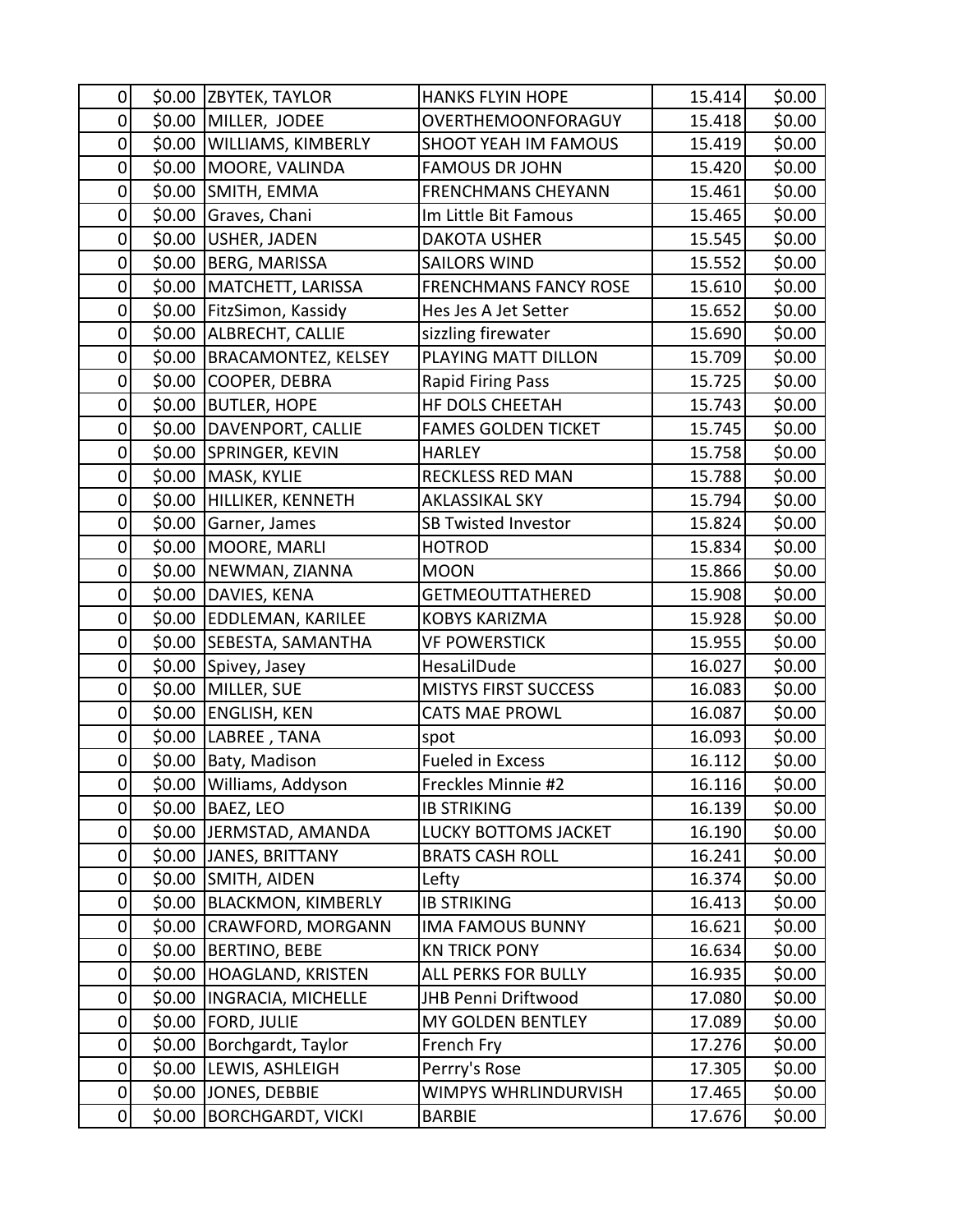| | | | | | |
|---|---|---|---|---|---|
| 0 | $0.00 | ZBYTEK, TAYLOR | HANKS FLYIN HOPE | 15.414 | $0.00 |
| 0 | $0.00 | MILLER, JODEE | OVERTHEMOONFORAGUY | 15.418 | $0.00 |
| 0 | $0.00 | WILLIAMS, KIMBERLY | SHOOT YEAH IM FAMOUS | 15.419 | $0.00 |
| 0 | $0.00 | MOORE, VALINDA | FAMOUS DR JOHN | 15.420 | $0.00 |
| 0 | $0.00 | SMITH, EMMA | FRENCHMANS CHEYANN | 15.461 | $0.00 |
| 0 | $0.00 | Graves, Chani | Im Little Bit Famous | 15.465 | $0.00 |
| 0 | $0.00 | USHER, JADEN | DAKOTA USHER | 15.545 | $0.00 |
| 0 | $0.00 | BERG, MARISSA | SAILORS WIND | 15.552 | $0.00 |
| 0 | $0.00 | MATCHETT, LARISSA | FRENCHMANS FANCY ROSE | 15.610 | $0.00 |
| 0 | $0.00 | FitzSimon, Kassidy | Hes Jes A Jet Setter | 15.652 | $0.00 |
| 0 | $0.00 | ALBRECHT, CALLIE | sizzling firewater | 15.690 | $0.00 |
| 0 | $0.00 | BRACAMONTEZ, KELSEY | PLAYING MATT DILLON | 15.709 | $0.00 |
| 0 | $0.00 | COOPER, DEBRA | Rapid Firing Pass | 15.725 | $0.00 |
| 0 | $0.00 | BUTLER, HOPE | HF DOLS CHEETAH | 15.743 | $0.00 |
| 0 | $0.00 | DAVENPORT, CALLIE | FAMES GOLDEN TICKET | 15.745 | $0.00 |
| 0 | $0.00 | SPRINGER, KEVIN | HARLEY | 15.758 | $0.00 |
| 0 | $0.00 | MASK, KYLIE | RECKLESS RED MAN | 15.788 | $0.00 |
| 0 | $0.00 | HILLIKER, KENNETH | AKLASSIKAL SKY | 15.794 | $0.00 |
| 0 | $0.00 | Garner, James | SB Twisted Investor | 15.824 | $0.00 |
| 0 | $0.00 | MOORE, MARLI | HOTROD | 15.834 | $0.00 |
| 0 | $0.00 | NEWMAN, ZIANNA | MOON | 15.866 | $0.00 |
| 0 | $0.00 | DAVIES, KENA | GETMEOUTTATHERED | 15.908 | $0.00 |
| 0 | $0.00 | EDDLEMAN, KARILEE | KOBYS KARIZMA | 15.928 | $0.00 |
| 0 | $0.00 | SEBESTA, SAMANTHA | VF POWERSTICK | 15.955 | $0.00 |
| 0 | $0.00 | Spivey, Jasey | HesaLilDude | 16.027 | $0.00 |
| 0 | $0.00 | MILLER, SUE | MISTYS FIRST SUCCESS | 16.083 | $0.00 |
| 0 | $0.00 | ENGLISH, KEN | CATS MAE PROWL | 16.087 | $0.00 |
| 0 | $0.00 | LABREE , TANA | spot | 16.093 | $0.00 |
| 0 | $0.00 | Baty, Madison | Fueled in Excess | 16.112 | $0.00 |
| 0 | $0.00 | Williams, Addyson | Freckles Minnie #2 | 16.116 | $0.00 |
| 0 | $0.00 | BAEZ, LEO | IB STRIKING | 16.139 | $0.00 |
| 0 | $0.00 | JERMSTAD, AMANDA | LUCKY BOTTOMS JACKET | 16.190 | $0.00 |
| 0 | $0.00 | JANES, BRITTANY | BRATS CASH ROLL | 16.241 | $0.00 |
| 0 | $0.00 | SMITH, AIDEN | Lefty | 16.374 | $0.00 |
| 0 | $0.00 | BLACKMON, KIMBERLY | IB STRIKING | 16.413 | $0.00 |
| 0 | $0.00 | CRAWFORD, MORGANN | IMA FAMOUS BUNNY | 16.621 | $0.00 |
| 0 | $0.00 | BERTINO, BEBE | KN TRICK PONY | 16.634 | $0.00 |
| 0 | $0.00 | HOAGLAND, KRISTEN | ALL PERKS FOR BULLY | 16.935 | $0.00 |
| 0 | $0.00 | INGRACIA, MICHELLE | JHB Penni Driftwood | 17.080 | $0.00 |
| 0 | $0.00 | FORD, JULIE | MY GOLDEN BENTLEY | 17.089 | $0.00 |
| 0 | $0.00 | Borchgardt, Taylor | French Fry | 17.276 | $0.00 |
| 0 | $0.00 | LEWIS, ASHLEIGH | Perrry's Rose | 17.305 | $0.00 |
| 0 | $0.00 | JONES, DEBBIE | WIMPYS WHRLINDURVISH | 17.465 | $0.00 |
| 0 | $0.00 | BORCHGARDT, VICKI | BARBIE | 17.676 | $0.00 |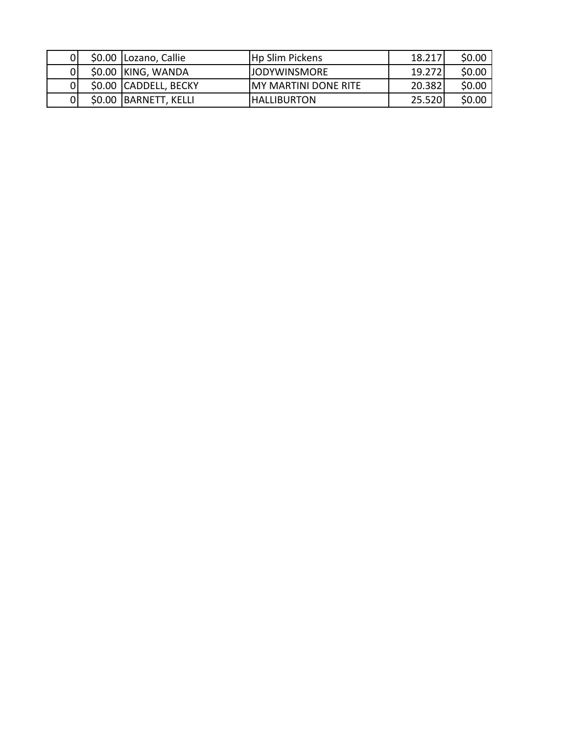| | | | | | |
|---|---|---|---|---|---|
| 0 | $0.00 | Lozano, Callie | Hp Slim Pickens | 18.217 | $0.00 |
| 0 | $0.00 | KING, WANDA | JODYWINSMORE | 19.272 | $0.00 |
| 0 | $0.00 | CADDELL, BECKY | MY MARTINI DONE RITE | 20.382 | $0.00 |
| 0 | $0.00 | BARNETT, KELLI | HALLIBURTON | 25.520 | $0.00 |